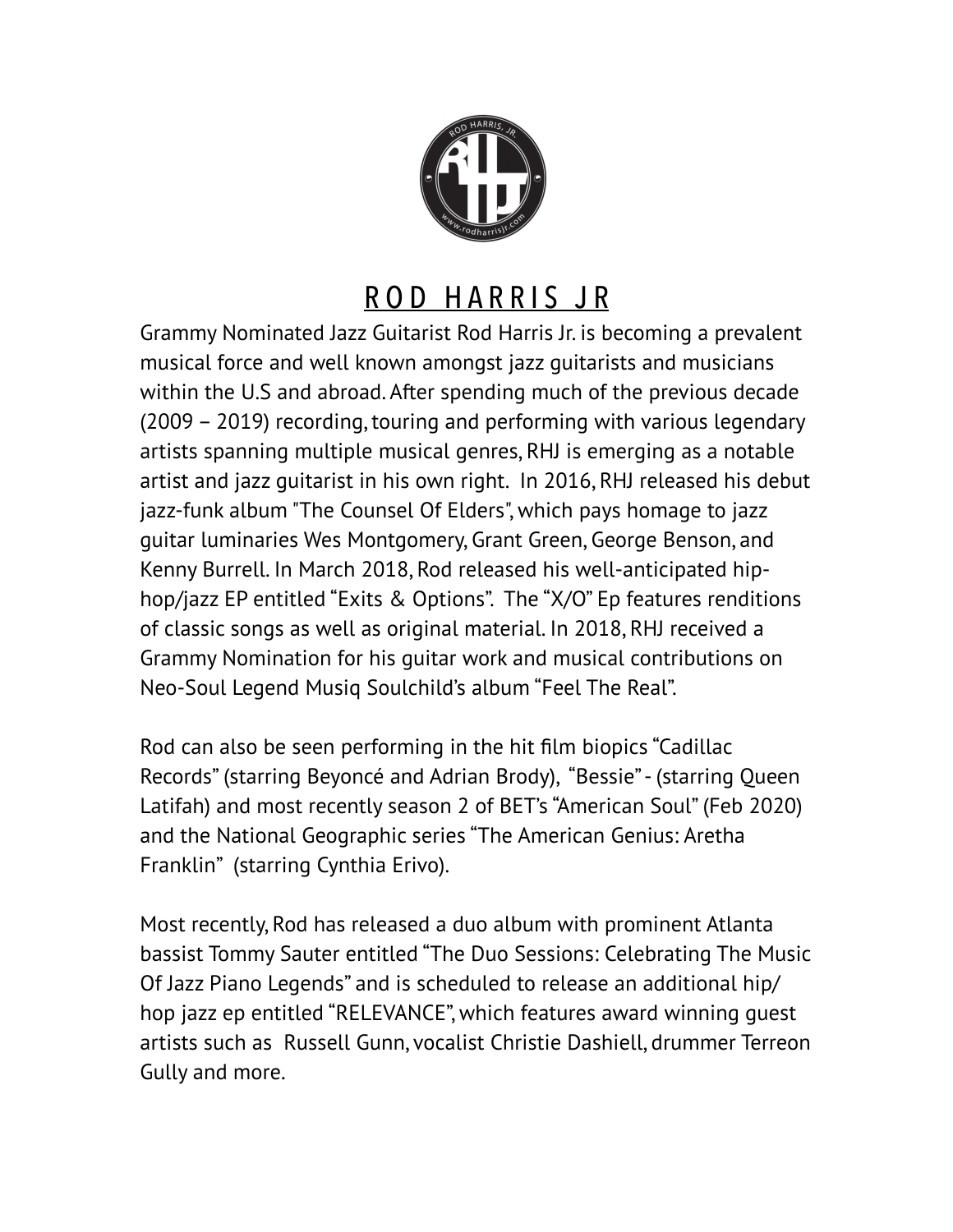# ROD HARRIS JR

Grammy Nominated Jazz Guitarist Rod Harris Jr. is becoming a prevalent musical force and well known amongst jazz guitarists and musicians within the U.S and abroad. After spending much of the previous decade (2009 – 2019) recording, touring and performing with various legendary artists spanning multiple musical genres, RHJ is emerging as a notable artist and jazz guitarist in his own right. In 2016, RHJ released his debut jazz-funk album "The Counsel Of Elders", which pays homage to jazz guitar luminaries Wes Montgomery, Grant Green, George Benson, and Kenny Burrell. In March 2018, Rod released his well-anticipated hip-hop/jazz EP entitled "Exits & Options". The "X/O" Ep features renditions of classic songs as well as original material. In 2018, RHJ received a Grammy Nomination for his guitar work and musical contributions on Neo-Soul Legend Musiq Soulchild's album "Feel The Real".

Rod can also be seen performing in the hit film biopics "Cadillac Records" (starring Beyoncé and Adrian Brody), "Bessie" - (starring Queen Latifah) and most recently season 2 of BET's "American Soul" (Feb 2020) and the National Geographic series "The American Genius: Aretha Franklin" (starring Cynthia Erivo).

Most recently, Rod has released a duo album with prominent Atlanta bassist Tommy Sauter entitled "The Duo Sessions: Celebrating The Music Of Jazz Piano Legends" and is scheduled to release an additional hip/hop jazz ep entitled "RELEVANCE", which features award winning guest artists such as Russell Gunn, vocalist Christie Dashiell, drummer Terreon Gully and more.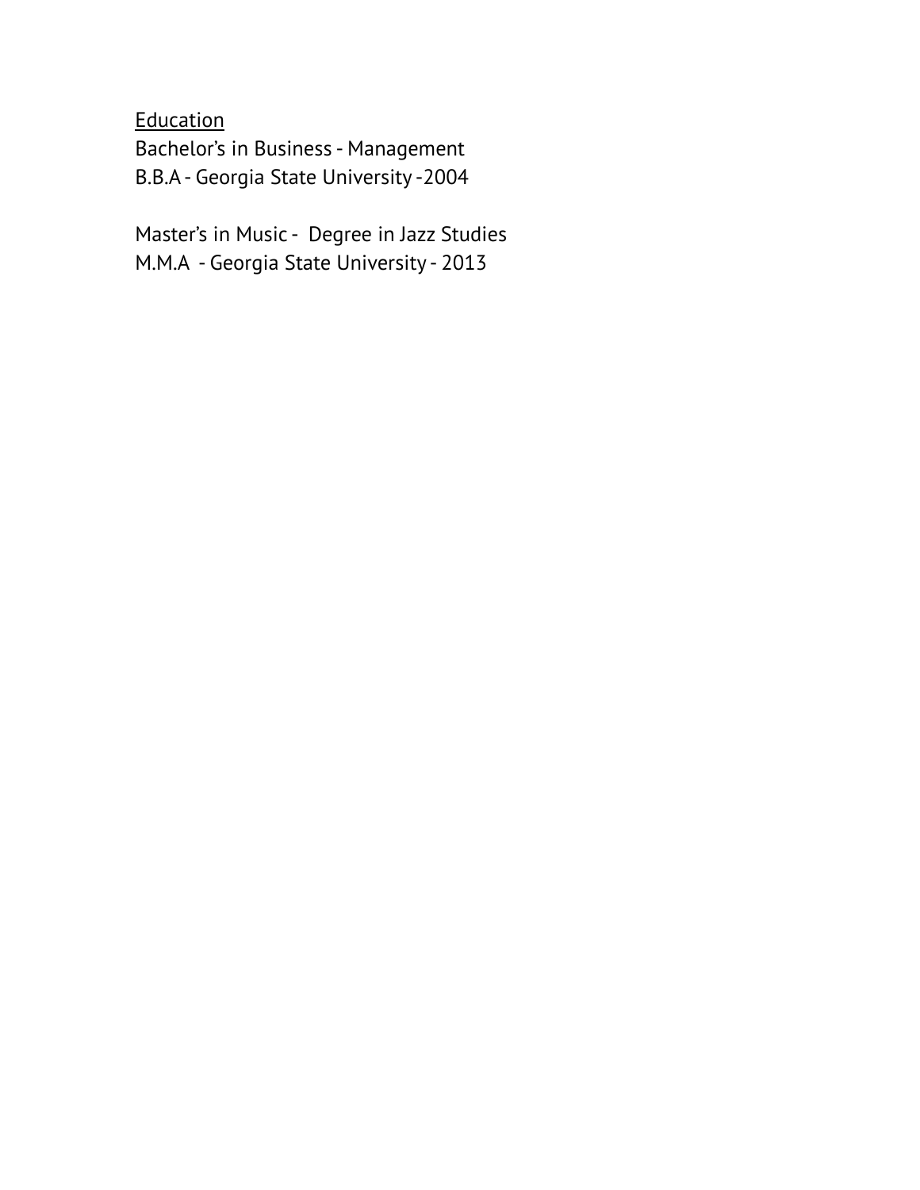<u>Education</u>

Bachelor's in Business - Management
B.B.A - Georgia State University -2004

Master's in Music - Degree in Jazz Studies
M.M.A - Georgia State University - 2013